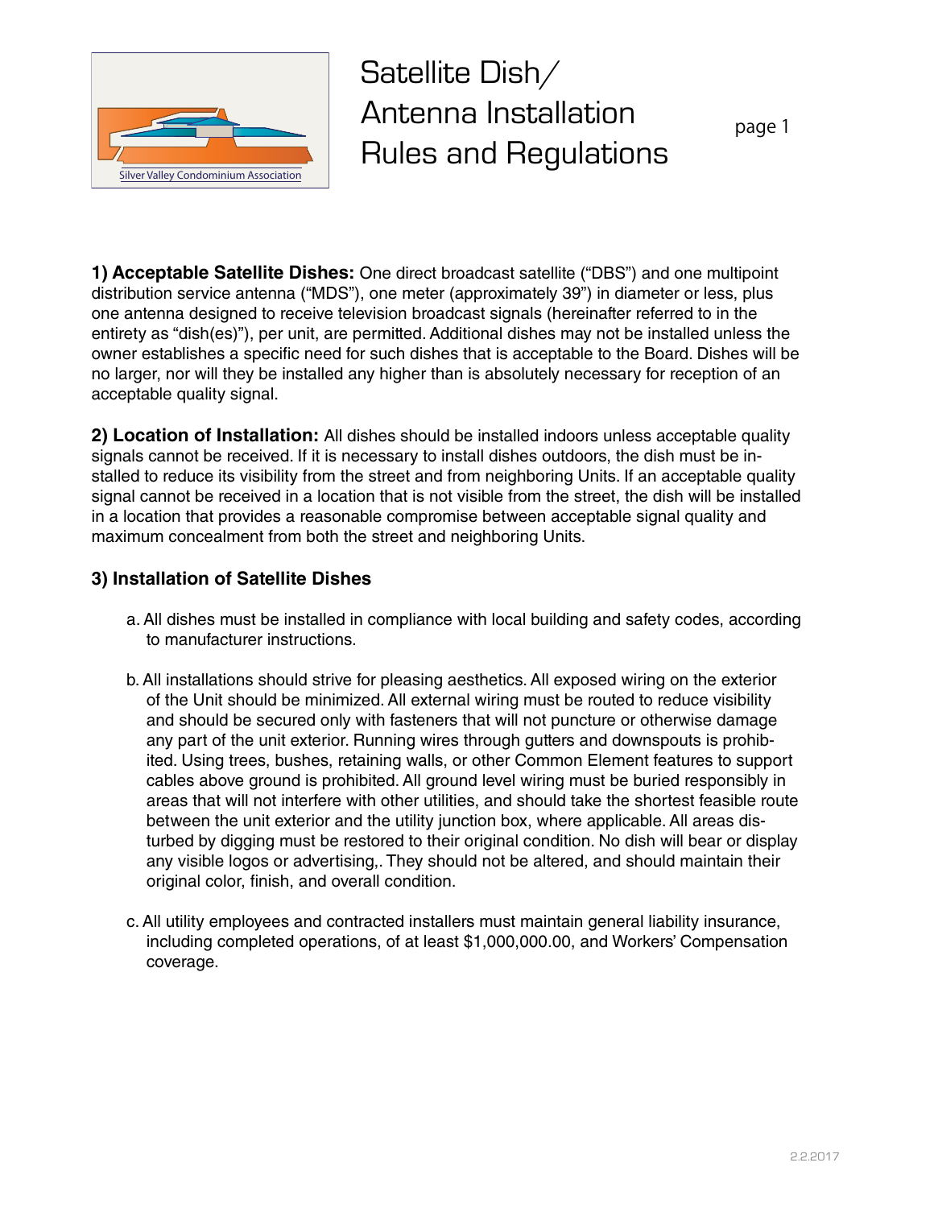# Satellite Dish/ Antenna Installation Rules and Regulations

Silver Valley Condominium Association

**1) Acceptable Satellite Dishes:** One direct broadcast satellite ("DBS") and one multipoint distribution service antenna ("MDS"), one meter (approximately 39") in diameter or less, plus one antenna designed to receive television broadcast signals (hereinafter referred to in the entirety as "dish(es)"), per unit, are permitted. Additional dishes may not be installed unless the owner establishes a specific need for such dishes that is acceptable to the Board. Dishes will be no larger, nor will they be installed any higher than is absolutely necessary for reception of an acceptable quality signal.

**2) Location of Installation:** All dishes should be installed indoors unless acceptable quality signals cannot be received. If it is necessary to install dishes outdoors, the dish must be installed to reduce its visibility from the street and from neighboring Units. If an acceptable quality signal cannot be received in a location that is not visible from the street, the dish will be installed in a location that provides a reasonable compromise between acceptable signal quality and maximum concealment from both the street and neighboring Units.

**3) Installation of Satellite Dishes**

a. All dishes must be installed in compliance with local building and safety codes, according to manufacturer instructions.

b. All installations should strive for pleasing aesthetics. All exposed wiring on the exterior of the Unit should be minimized. All external wiring must be routed to reduce visibility and should be secured only with fasteners that will not puncture or otherwise damage any part of the unit exterior. Running wires through gutters and downspouts is prohibited. Using trees, bushes, retaining walls, or other Common Element features to support cables above ground is prohibited. All ground level wiring must be buried responsibly in areas that will not interfere with other utilities, and should take the shortest feasible route between the unit exterior and the utility junction box, where applicable. All areas disturbed by digging must be restored to their original condition. No dish will bear or display any visible logos or advertising,. They should not be altered, and should maintain their original color, finish, and overall condition.

c. All utility employees and contracted installers must maintain general liability insurance, including completed operations, of at least $1,000,000.00, and Workers' Compensation coverage.

2.2.2017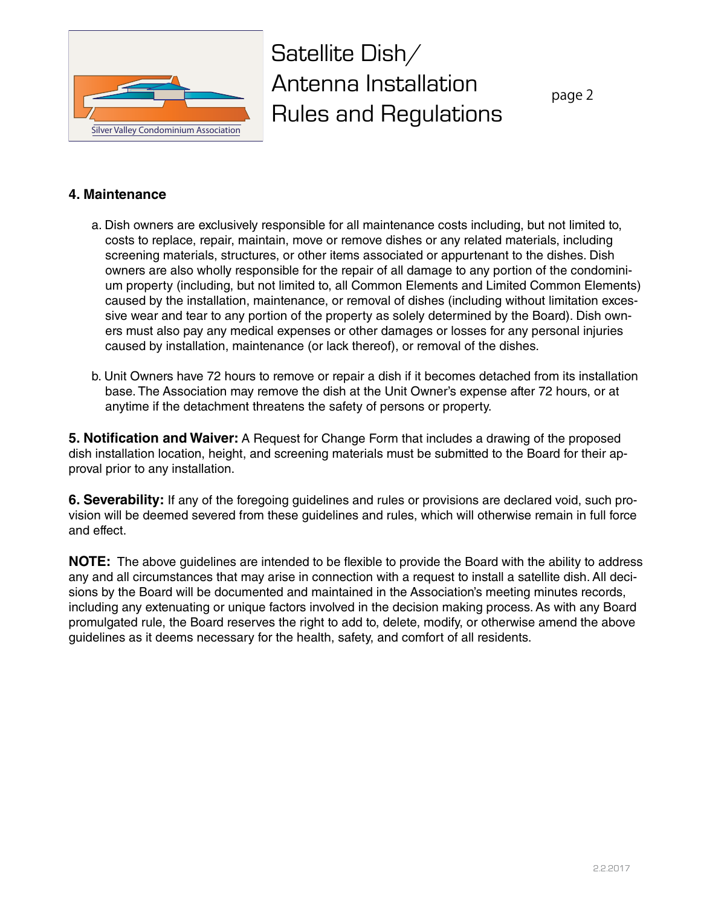## 4. Maintenance

a. Dish owners are exclusively responsible for all maintenance costs including, but not limited to, costs to replace, repair, maintain, move or remove dishes or any related materials, including screening materials, structures, or other items associated or appurtenant to the dishes. Dish owners are also wholly responsible for the repair of all damage to any portion of the condominium property (including, but not limited to, all Common Elements and Limited Common Elements) caused by the installation, maintenance, or removal of dishes (including without limitation excessive wear and tear to any portion of the property as solely determined by the Board). Dish owners must also pay any medical expenses or other damages or losses for any personal injuries caused by installation, maintenance (or lack thereof), or removal of the dishes.

b. Unit Owners have 72 hours to remove or repair a dish if it becomes detached from its installation base. The Association may remove the dish at the Unit Owner's expense after 72 hours, or at anytime if the detachment threatens the safety of persons or property.

**5. Notification and Waiver:** A Request for Change Form that includes a drawing of the proposed dish installation location, height, and screening materials must be submitted to the Board for their approval prior to any installation.

**6. Severability:** If any of the foregoing guidelines and rules or provisions are declared void, such provision will be deemed severed from these guidelines and rules, which will otherwise remain in full force and effect.

**NOTE:** The above guidelines are intended to be flexible to provide the Board with the ability to address any and all circumstances that may arise in connection with a request to install a satellite dish. All decisions by the Board will be documented and maintained in the Association's meeting minutes records, including any extenuating or unique factors involved in the decision making process. As with any Board promulgated rule, the Board reserves the right to add to, delete, modify, or otherwise amend the above guidelines as it deems necessary for the health, safety, and comfort of all residents.